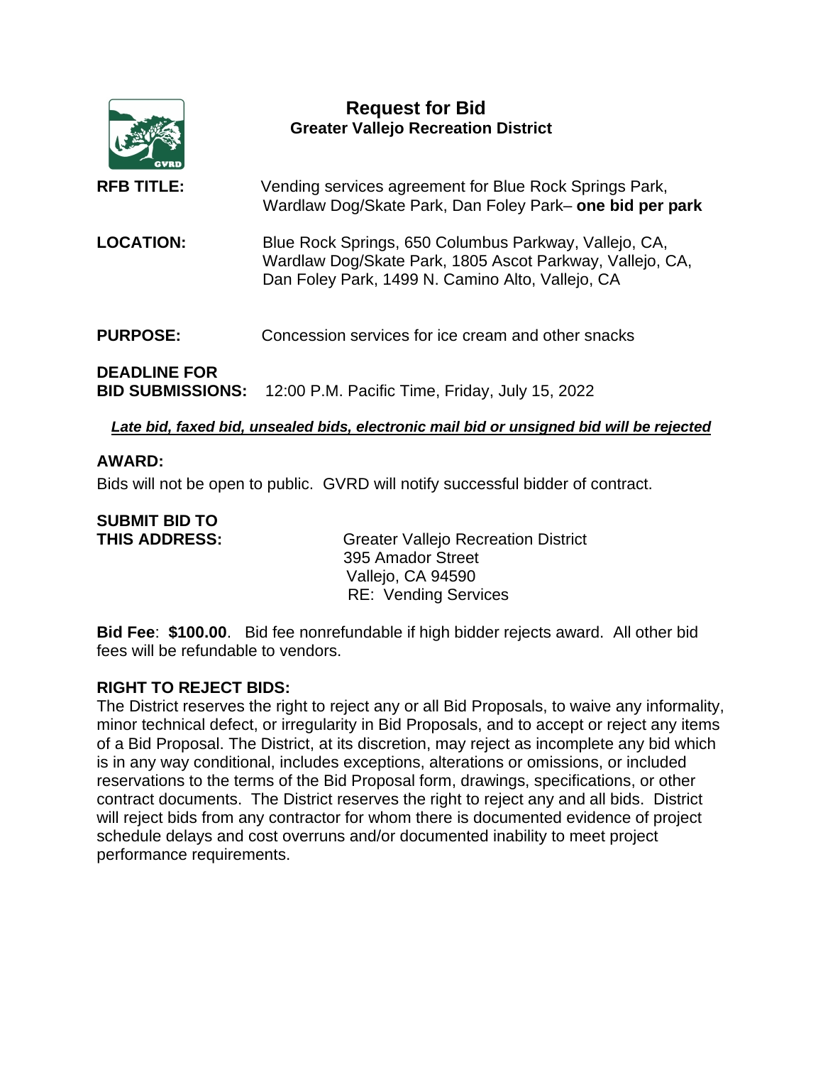# Request for Bid

## Greater Vallejo Recreation District

**RFB TITLE:** Vending services agreement for Blue Rock Springs Park, Wardlaw Dog/Skate Park, Dan Foley Park– **one bid per park**

**LOCATION:** Blue Rock Springs, 650 Columbus Parkway, Vallejo, CA, Wardlaw Dog/Skate Park, 1805 Ascot Parkway, Vallejo, CA, Dan Foley Park, 1499 N. Camino Alto, Vallejo, CA

**PURPOSE:** Concession services for ice cream and other snacks

**DEADLINE FOR BID SUBMISSIONS:** 12:00 P.M. Pacific Time, Friday, July 15, 2022

***Late bid, faxed bid, unsealed bids, electronic mail bid or unsigned bid will be rejected***

**AWARD:**

Bids will not be open to public. GVRD will notify successful bidder of contract.

**SUBMIT BID TO THIS ADDRESS:**

Greater Vallejo Recreation District
395 Amador Street
Vallejo, CA 94590
RE: Vending Services

**Bid Fee**: **$100.00**. Bid fee nonrefundable if high bidder rejects award. All other bid fees will be refundable to vendors.

**RIGHT TO REJECT BIDS:**

The District reserves the right to reject any or all Bid Proposals, to waive any informality, minor technical defect, or irregularity in Bid Proposals, and to accept or reject any items of a Bid Proposal. The District, at its discretion, may reject as incomplete any bid which is in any way conditional, includes exceptions, alterations or omissions, or included reservations to the terms of the Bid Proposal form, drawings, specifications, or other contract documents. The District reserves the right to reject any and all bids. District will reject bids from any contractor for whom there is documented evidence of project schedule delays and cost overruns and/or documented inability to meet project performance requirements.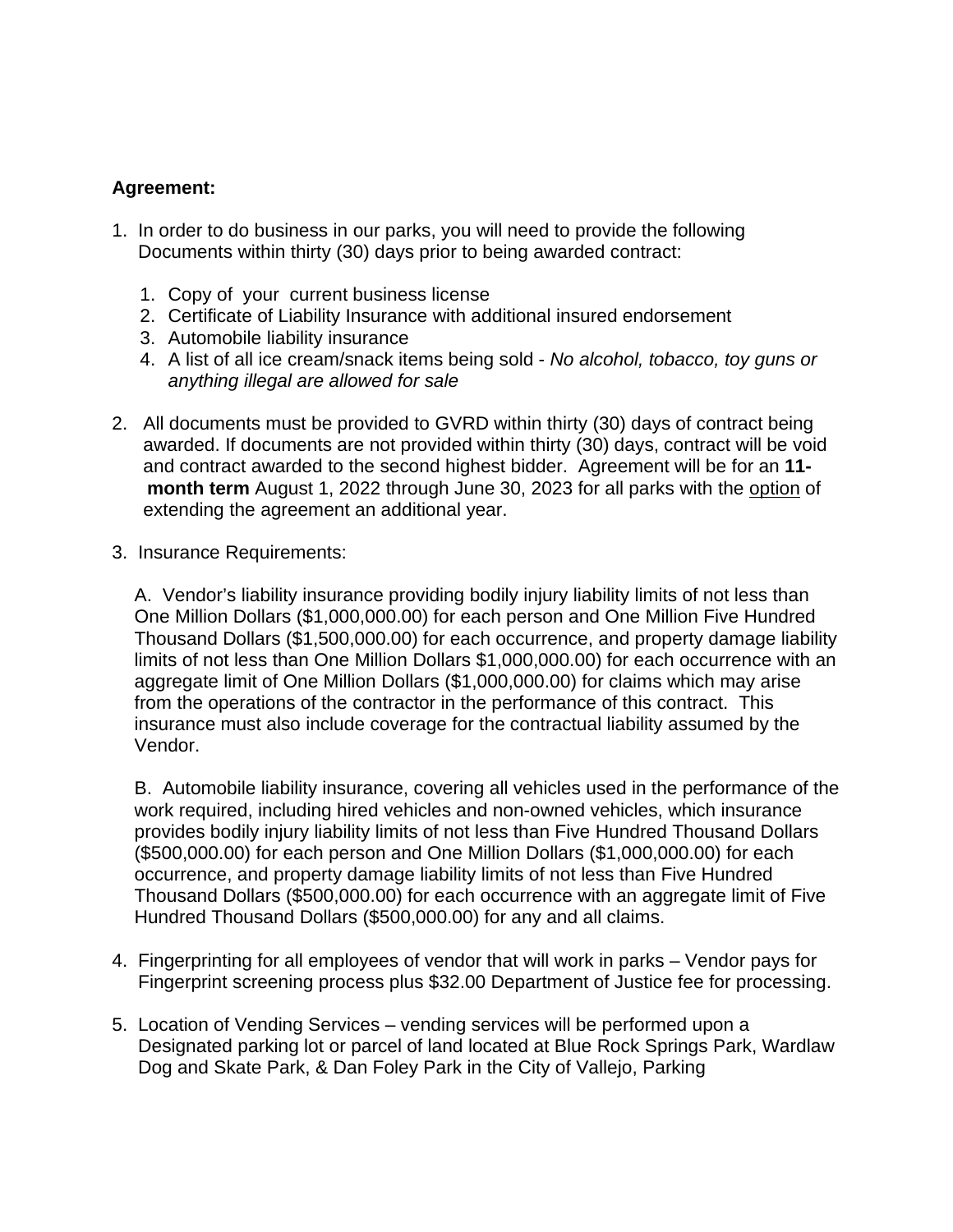**Agreement:**

1. In order to do business in our parks, you will need to provide the following Documents within thirty (30) days prior to being awarded contract:

    1. Copy of your current business license
    2. Certificate of Liability Insurance with additional insured endorsement
    3. Automobile liability insurance
    4. A list of all ice cream/snack items being sold - *No alcohol, tobacco, toy guns or anything illegal are allowed for sale*

2. All documents must be provided to GVRD within thirty (30) days of contract being awarded. If documents are not provided within thirty (30) days, contract will be void and contract awarded to the second highest bidder. Agreement will be for an **11-month term** August 1, 2022 through June 30, 2023 for all parks with the <u>option</u> of extending the agreement an additional year.

3. Insurance Requirements:

    A. Vendor's liability insurance providing bodily injury liability limits of not less than One Million Dollars ($1,000,000.00) for each person and One Million Five Hundred Thousand Dollars ($1,500,000.00) for each occurrence, and property damage liability limits of not less than One Million Dollars $1,000,000.00) for each occurrence with an aggregate limit of One Million Dollars ($1,000,000.00) for claims which may arise from the operations of the contractor in the performance of this contract. This insurance must also include coverage for the contractual liability assumed by the Vendor.

    B. Automobile liability insurance, covering all vehicles used in the performance of the work required, including hired vehicles and non-owned vehicles, which insurance provides bodily injury liability limits of not less than Five Hundred Thousand Dollars ($500,000.00) for each person and One Million Dollars ($1,000,000.00) for each occurrence, and property damage liability limits of not less than Five Hundred Thousand Dollars ($500,000.00) for each occurrence with an aggregate limit of Five Hundred Thousand Dollars ($500,000.00) for any and all claims.

4. Fingerprinting for all employees of vendor that will work in parks – Vendor pays for Fingerprint screening process plus $32.00 Department of Justice fee for processing.

5. Location of Vending Services – vending services will be performed upon a Designated parking lot or parcel of land located at Blue Rock Springs Park, Wardlaw Dog and Skate Park, & Dan Foley Park in the City of Vallejo, Parking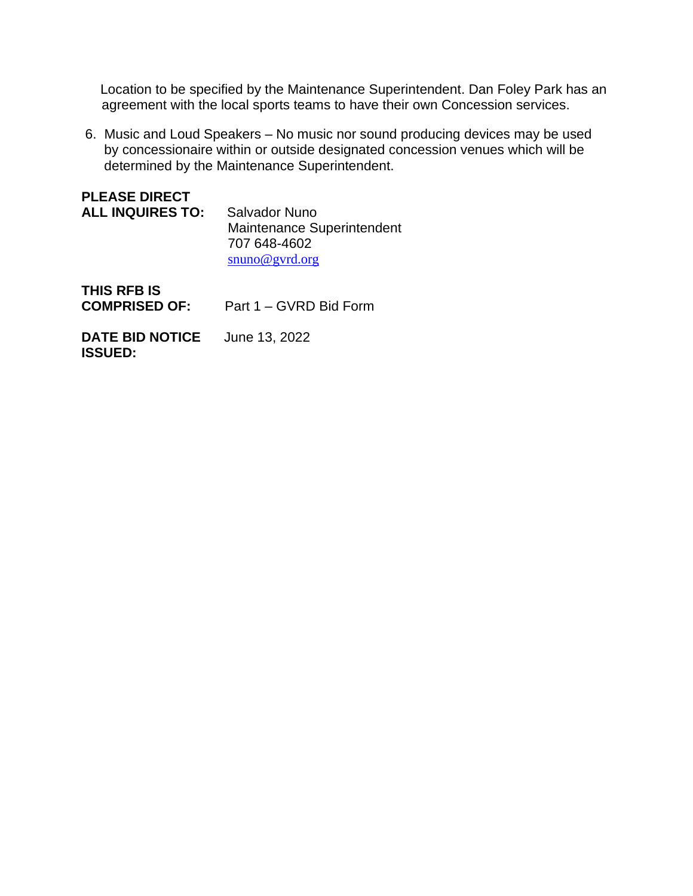Location to be specified by the Maintenance Superintendent. Dan Foley Park has an agreement with the local sports teams to have their own Concession services.

6. Music and Loud Speakers – No music nor sound producing devices may be used by concessionaire within or outside designated concession venues which will be determined by the Maintenance Superintendent.

**PLEASE DIRECT ALL INQUIRES TO:** Salvador Nuno
Maintenance Superintendent
707 648-4602
snuno@gvrd.org

**THIS RFB IS COMPRISED OF:** Part 1 – GVRD Bid Form

**DATE BID NOTICE ISSUED:** June 13, 2022